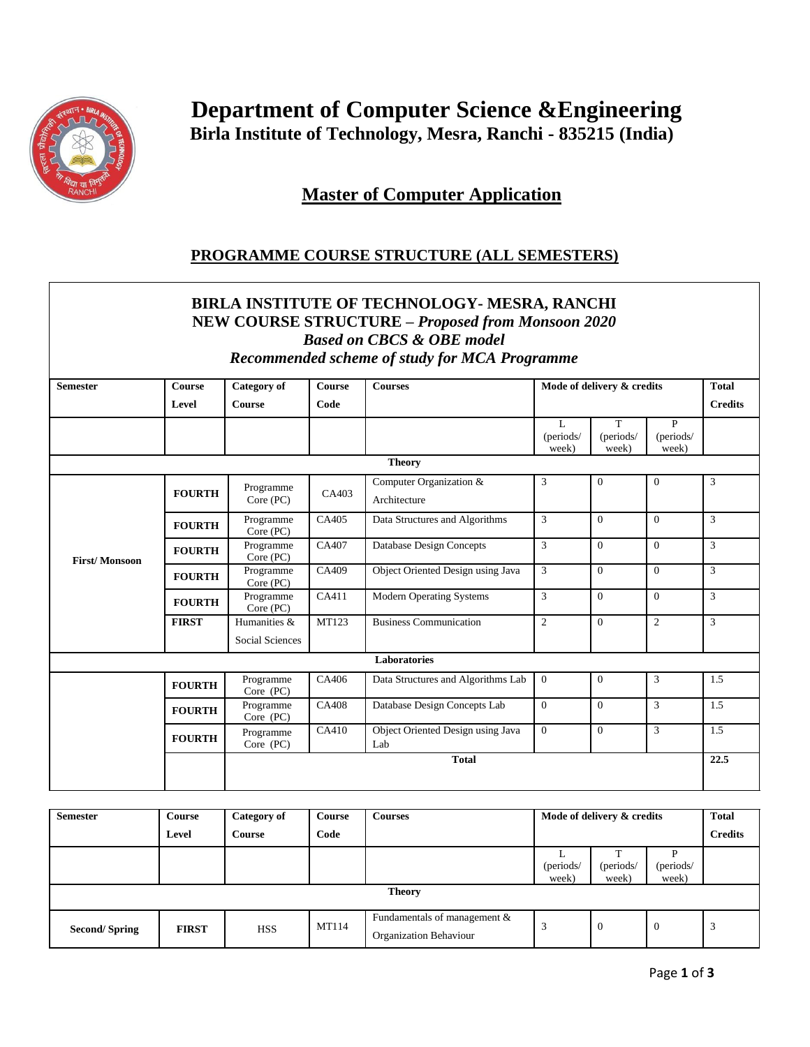# Department of Computer Science &Engineering

**Birla Institute of Technology, Mesra, Ranchi - 835215 (India)**

## Master of Computer Application

## PROGRAMME COURSE STRUCTURE (ALL SEMESTERS)

**BIRLA INSTITUTE OF TECHNOLOGY- MESRA, RANCHI**
**NEW COURSE STRUCTURE – *Proposed from Monsoon 2020***
***Based on CBCS & OBE model***
***Recommended scheme of study for MCA Programme***

| Semester | Course Level | Category of Course | Course Code | Courses | Mode of delivery & credits | | | Total Credits |
|---|---|---|---|---|---|---|---|---|
| | | | | | L (periods/ week) | T (periods/ week) | P (periods/ week) | |
| **Theory** | | | | | | | | |
| **First/ Monsoon** | **FOURTH** | Programme Core (PC) | CA403 | Computer Organization & Architecture | 3 | 0 | 0 | 3 |
| | **FOURTH** | Programme Core (PC) | CA405 | Data Structures and Algorithms | 3 | 0 | 0 | 3 |
| | **FOURTH** | Programme Core (PC) | CA407 | Database Design Concepts | 3 | 0 | 0 | 3 |
| | **FOURTH** | Programme Core (PC) | CA409 | Object Oriented Design using Java | 3 | 0 | 0 | 3 |
| | **FOURTH** | Programme Core (PC) | CA411 | Modern Operating Systems | 3 | 0 | 0 | 3 |
| | **FIRST** | Humanities & Social Sciences | MT123 | Business Communication | 2 | 0 | 2 | 3 |
| **Laboratories** | | | | | | | | |
| | **FOURTH** | Programme Core (PC) | CA406 | Data Structures and Algorithms Lab | 0 | 0 | 3 | 1.5 |
| | **FOURTH** | Programme Core (PC) | CA408 | Database Design Concepts Lab | 0 | 0 | 3 | 1.5 |
| | **FOURTH** | Programme Core (PC) | CA410 | Object Oriented Design using Java Lab | 0 | 0 | 3 | 1.5 |
| | | **Total** | | | | | | **22.5** |

| Semester | Course Level | Category of Course | Course Code | Courses | Mode of delivery & credits | | | Total Credits |
|---|---|---|---|---|---|---|---|---|
| | | | | | L (periods/ week) | T (periods/ week) | P (periods/ week) | |
| **Theory** | | | | | | | | |
| **Second/ Spring** | **FIRST** | HSS | MT114 | Fundamentals of management & Organization Behaviour | 3 | 0 | 0 | 3 |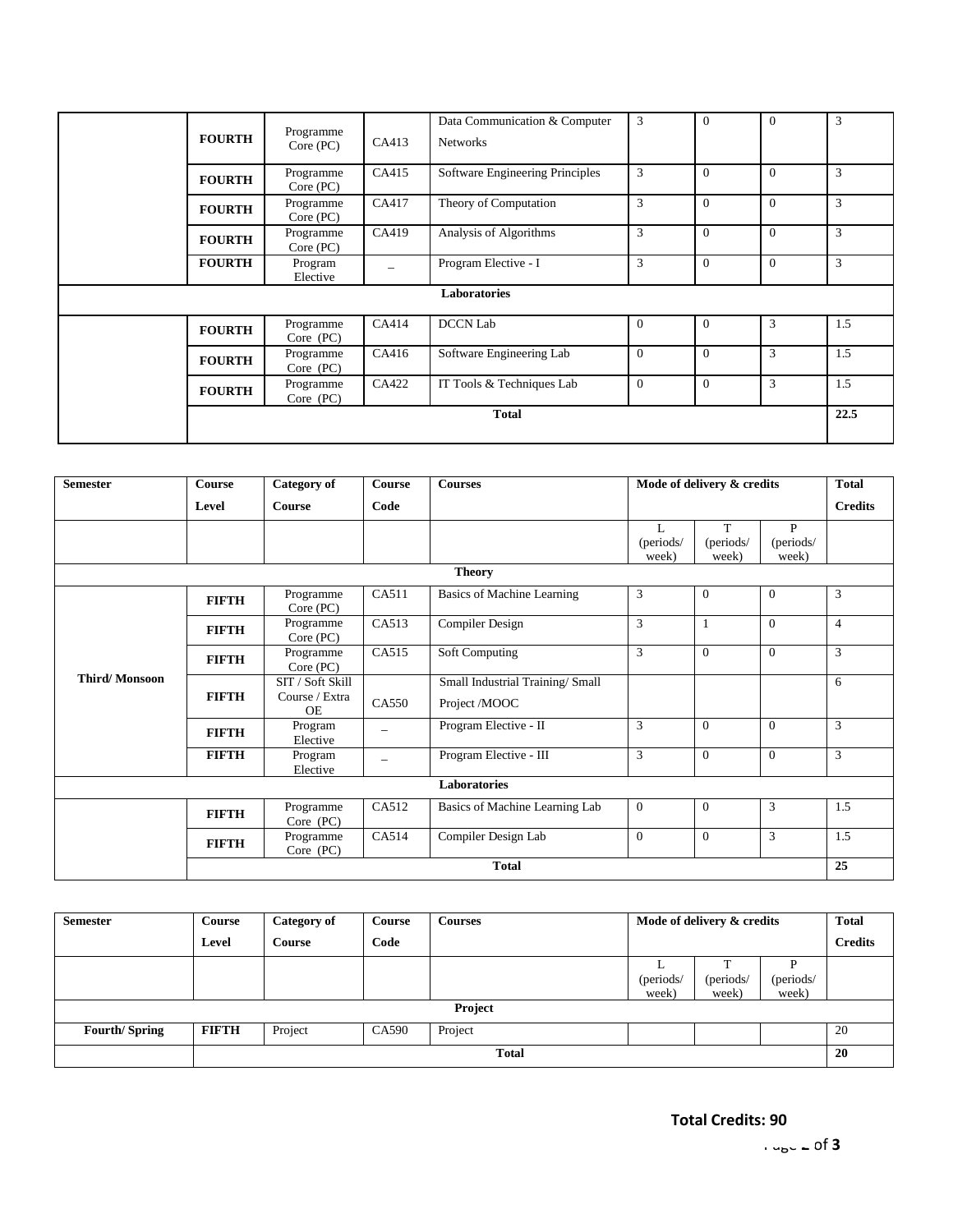| | | | | | | | | |
|---|---|---|---|---|---|---|---|---|
| | **FOURTH** | Programme Core (PC) | CA413 | Data Communication & Computer Networks | 3 | 0 | 0 | 3 |
| | **FOURTH** | Programme Core (PC) | CA415 | Software Engineering Principles | 3 | 0 | 0 | 3 |
| | **FOURTH** | Programme Core (PC) | CA417 | Theory of Computation | 3 | 0 | 0 | 3 |
| | **FOURTH** | Programme Core (PC) | CA419 | Analysis of Algorithms | 3 | 0 | 0 | 3 |
| | **FOURTH** | Program Elective | _ | Program Elective - I | 3 | 0 | 0 | 3 |
| | | | | **Laboratories** | | | | |
| | **FOURTH** | Programme Core (PC) | CA414 | DCCN Lab | 0 | 0 | 3 | 1.5 |
| | **FOURTH** | Programme Core (PC) | CA416 | Software Engineering Lab | 0 | 0 | 3 | 1.5 |
| | **FOURTH** | Programme Core (PC) | CA422 | IT Tools & Techniques Lab | 0 | 0 | 3 | 1.5 |
| | | | | **Total** | | | | **22.5** |

| **Semester** | **Course Level** | **Category of Course** | **Course Code** | **Courses** | **Mode of delivery & credits** | | | **Total Credits** |
|---|---|---|---|---|---|---|---|---|
| | | | | | L (periods/ week) | T (periods/ week) | P (periods/ week) | |
| | | | | **Theory** | | | | |
| **Third/ Monsoon** | **FIFTH** | Programme Core (PC) | CA511 | Basics of Machine Learning | 3 | 0 | 0 | 3 |
| | **FIFTH** | Programme Core (PC) | CA513 | Compiler Design | 3 | 1 | 0 | 4 |
| | **FIFTH** | Programme Core (PC) | CA515 | Soft Computing | 3 | 0 | 0 | 3 |
| | **FIFTH** | SIT / Soft Skill Course / Extra OE | CA550 | Small Industrial Training/ Small Project /MOOC | | | | 6 |
| | **FIFTH** | Program Elective | _ | Program Elective - II | 3 | 0 | 0 | 3 |
| | **FIFTH** | Program Elective | _ | Program Elective - III | 3 | 0 | 0 | 3 |
| | | | | **Laboratories** | | | | |
| | **FIFTH** | Programme Core (PC) | CA512 | Basics of Machine Learning Lab | 0 | 0 | 3 | 1.5 |
| | **FIFTH** | Programme Core (PC) | CA514 | Compiler Design Lab | 0 | 0 | 3 | 1.5 |
| | | | | **Total** | | | | **25** |

| **Semester** | **Course Level** | **Category of Course** | **Course Code** | **Courses** | **Mode of delivery & credits** | | | **Total Credits** |
|---|---|---|---|---|---|---|---|---|
| | | | | | L (periods/ week) | T (periods/ week) | P (periods/ week) | |
| | | | | **Project** | | | | |
| **Fourth/ Spring** | **FIFTH** | Project | CA590 | Project | | | | 20 |
| | | | | **Total** | | | | **20** |

**Total Credits: 90**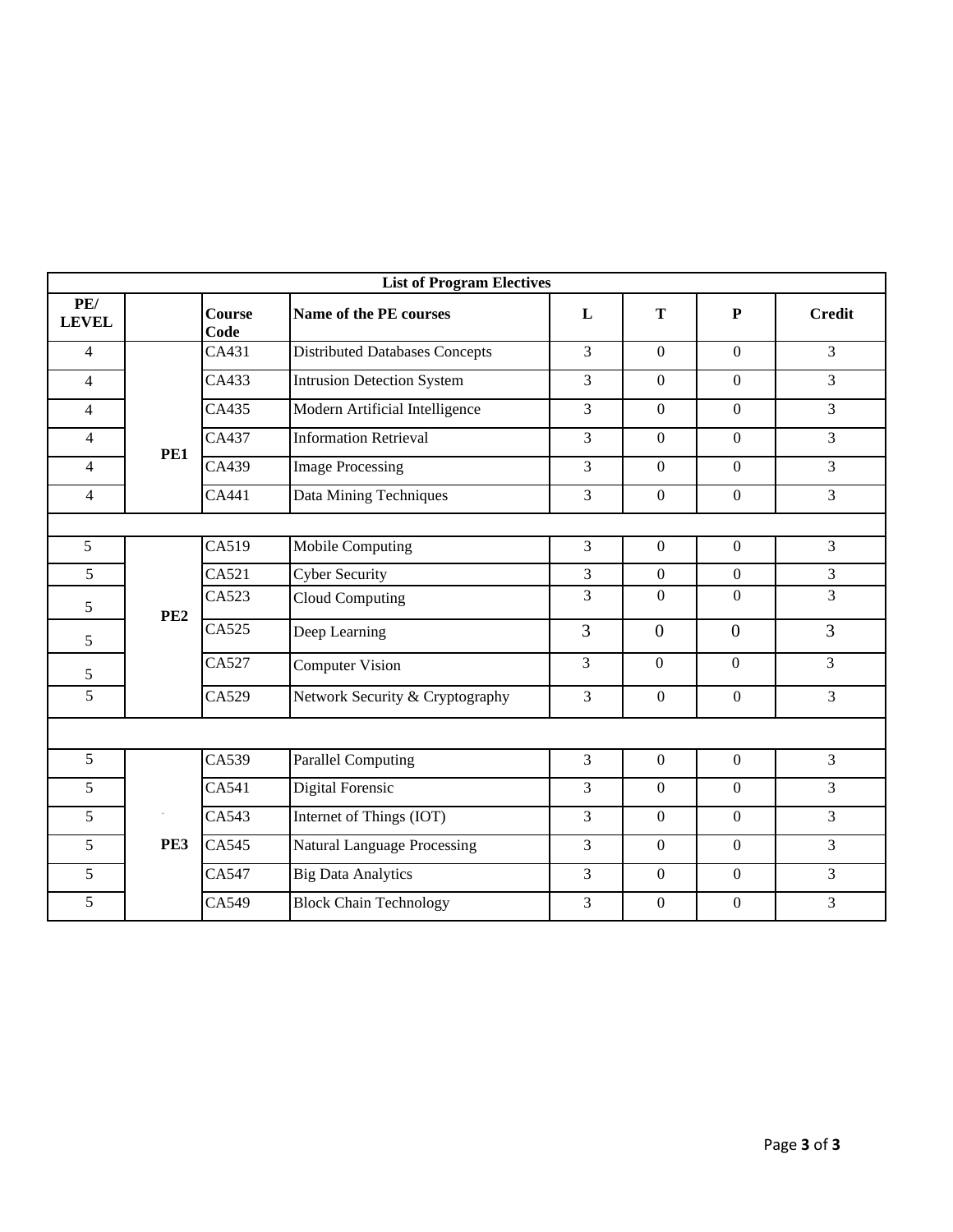| List of Program Electives | | | | | | | |
|---|---|---|---|---|---|---|---|
| **PE/ LEVEL** | | **Course Code** | **Name of the PE courses** | **L** | **T** | **P** | **Credit** |
| 4 | **PE1** | CA431 | Distributed Databases Concepts | 3 | 0 | 0 | 3 |
| 4 | | CA433 | Intrusion Detection System | 3 | 0 | 0 | 3 |
| 4 | | CA435 | Modern Artificial Intelligence | 3 | 0 | 0 | 3 |
| 4 | | CA437 | Information Retrieval | 3 | 0 | 0 | 3 |
| 4 | | CA439 | Image Processing | 3 | 0 | 0 | 3 |
| 4 | | CA441 | Data Mining Techniques | 3 | 0 | 0 | 3 |
| | | | | | | | |
| 5 | **PE2** | CA519 | Mobile Computing | 3 | 0 | 0 | 3 |
| 5 | | CA521 | Cyber Security | 3 | 0 | 0 | 3 |
| 5 | | CA523 | Cloud Computing | 3 | 0 | 0 | 3 |
| 5 | | CA525 | Deep Learning | 3 | 0 | 0 | 3 |
| 5 | | CA527 | Computer Vision | 3 | 0 | 0 | 3 |
| 5 | | CA529 | Network Security & Cryptography | 3 | 0 | 0 | 3 |
| | | | | | | | |
| 5 | **PE3** | CA539 | Parallel Computing | 3 | 0 | 0 | 3 |
| 5 | | CA541 | Digital Forensic | 3 | 0 | 0 | 3 |
| 5 | | CA543 | Internet of Things (IOT) | 3 | 0 | 0 | 3 |
| 5 | | CA545 | Natural Language Processing | 3 | 0 | 0 | 3 |
| 5 | | CA547 | Big Data Analytics | 3 | 0 | 0 | 3 |
| 5 | | CA549 | Block Chain Technology | 3 | 0 | 0 | 3 |